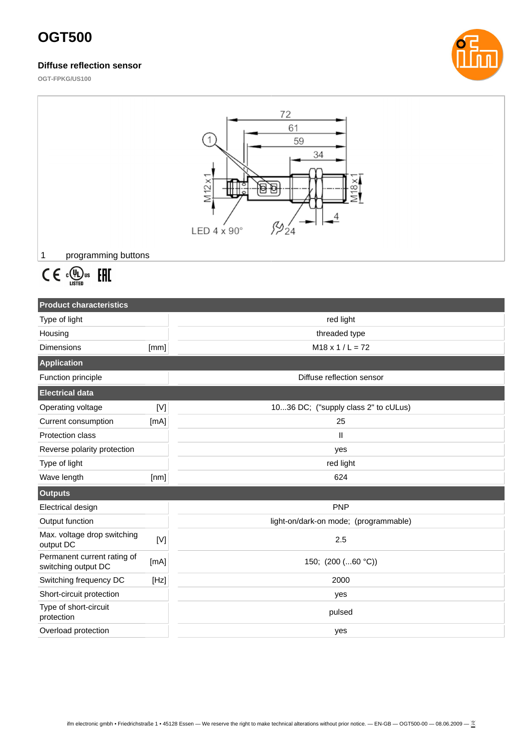# OGT500

### Diffuse reflection sensor

OGT-FPKG/US100

1 programming buttons

| Product characteristics | | |
|---|---|---|
| Type of light | | red light |
| Housing | | threaded type |
| Dimensions | [mm] | M18 x 1 / L = 72 |
| **Application** | | |
| Function principle | | Diffuse reflection sensor |
| **Electrical data** | | |
| Operating voltage | [V] | 10...36 DC; ("supply class 2" to cULus) |
| Current consumption | [mA] | 25 |
| Protection class | | II |
| Reverse polarity protection | | yes |
| Type of light | | red light |
| Wave length | [nm] | 624 |
| **Outputs** | | |
| Electrical design | | PNP |
| Output function | | light-on/dark-on mode; (programmable) |
| Max. voltage drop switching output DC | [V] | 2.5 |
| Permanent current rating of switching output DC | [mA] | 150; (200 (...60 °C)) |
| Switching frequency DC | [Hz] | 2000 |
| Short-circuit protection | | yes |
| Type of short-circuit protection | | pulsed |
| Overload protection | | yes |

ifm electronic gmbh • Friedrichstraße 1 • 45128 Essen — We reserve the right to make technical alterations without prior notice. — EN-GB — OGT500-00 — 08.06.2009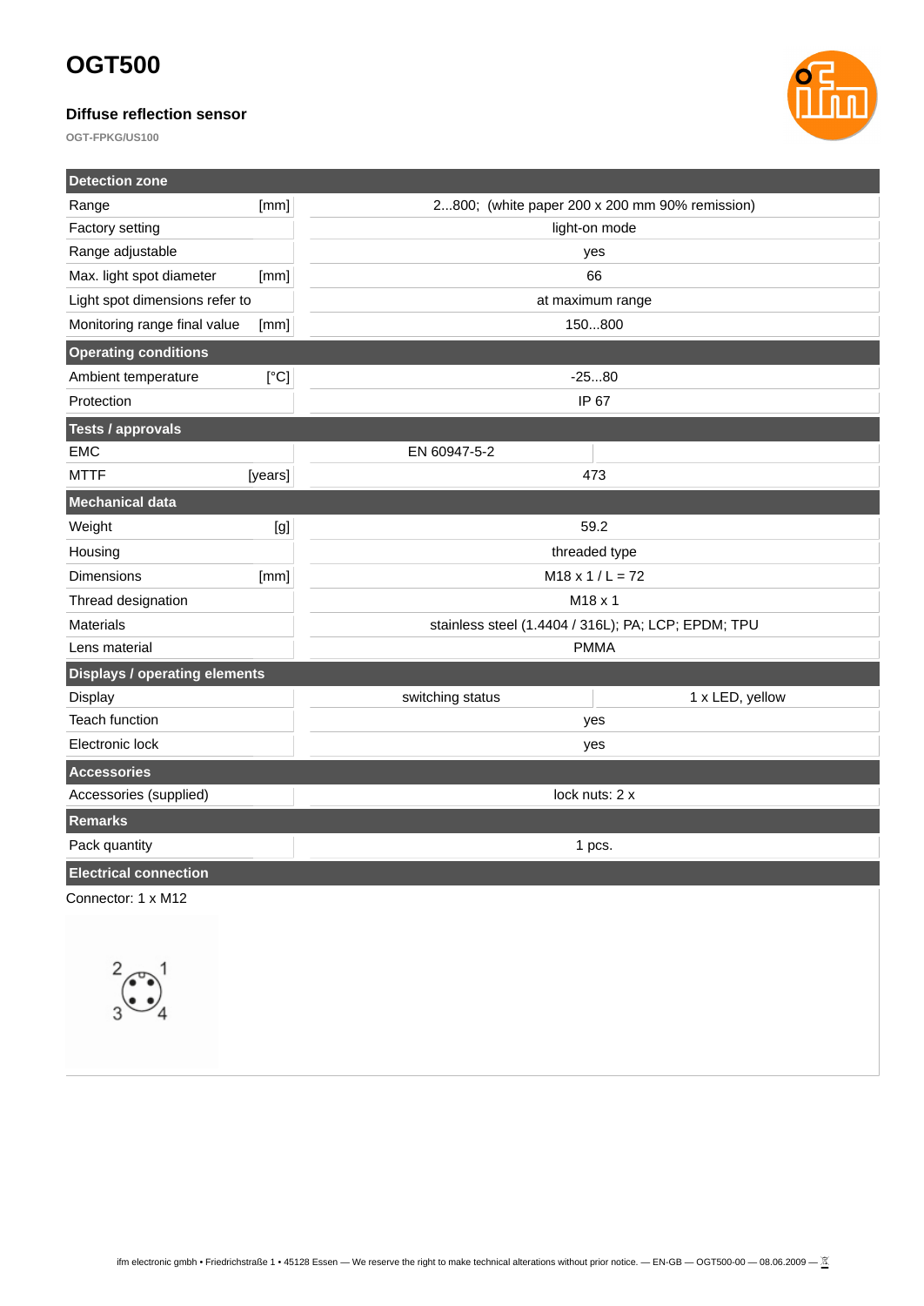# OGT500

### Diffuse reflection sensor

**OGT-FPKG/US100**

| Detection zone | | | |
|---|---|---|---|
| Range | [mm] | 2...800; (white paper 200 x 200 mm 90% remission) | |
| Factory setting | | light-on mode | |
| Range adjustable | | yes | |
| Max. light spot diameter | [mm] | 66 | |
| Light spot dimensions refer to | | at maximum range | |
| Monitoring range final value | [mm] | 150...800 | |
| **Operating conditions** | | | |
| Ambient temperature | [°C] | -25...80 | |
| Protection | | IP 67 | |
| **Tests / approvals** | | | |
| EMC | | EN 60947-5-2 | |
| MTTF | [years] | 473 | |
| **Mechanical data** | | | |
| Weight | [g] | 59.2 | |
| Housing | | threaded type | |
| Dimensions | [mm] | M18 x 1 / L = 72 | |
| Thread designation | | M18 x 1 | |
| Materials | | stainless steel (1.4404 / 316L); PA; LCP; EPDM; TPU | |
| Lens material | | PMMA | |
| **Displays / operating elements** | | | |
| Display | | switching status | 1 x LED, yellow |
| Teach function | | yes | |
| Electronic lock | | yes | |
| **Accessories** | | | |
| Accessories (supplied) | | lock nuts: 2 x | |
| **Remarks** | | | |
| Pack quantity | | 1 pcs. | |

**Electrical connection**

Connector: 1 x M12

2 1
3 4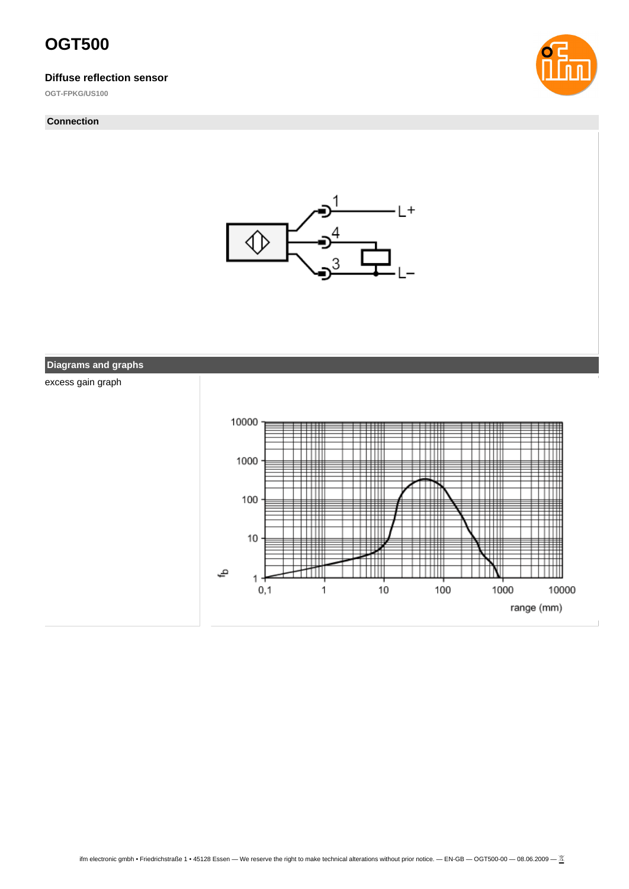# OGT500

### Diffuse reflection sensor

OGT-FPKG/US100

## Connection

1 L+
4
3 L–

## Diagrams and graphs

excess gain graph

10000
1000
100
10
1
fb
0,1
1
10
100
1000
10000
range (mm)